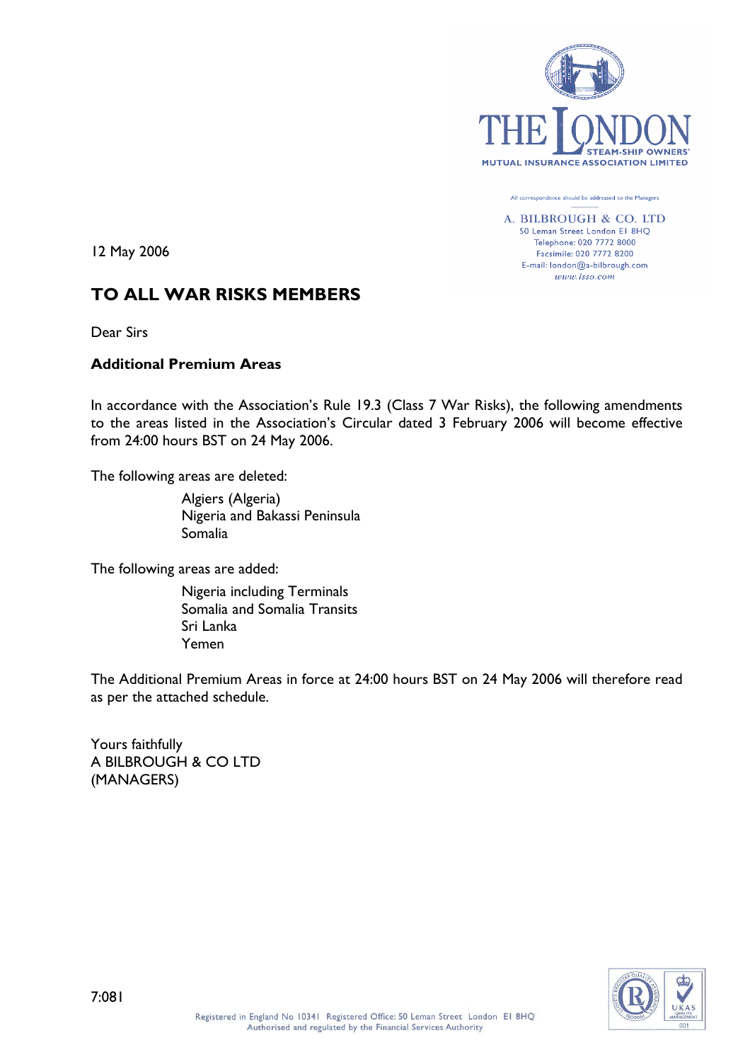THE LONDON STEAM-SHIP OWNERS' MUTUAL INSURANCE ASSOCIATION LIMITED

All correspondence should be addressed to the Managers

A. BILBROUGH & CO. LTD
50 Leman Street London E1 8HQ
Telephone: 020 7772 8000
Facsimile: 020 7772 8200
E-mail: london@a-bilbrough.com
www.lsso.com

12 May 2006

## TO ALL WAR RISKS MEMBERS

Dear Sirs

**Additional Premium Areas**

In accordance with the Association's Rule 19.3 (Class 7 War Risks), the following amendments to the areas listed in the Association's Circular dated 3 February 2006 will become effective from 24:00 hours BST on 24 May 2006.

The following areas are deleted:

Algiers (Algeria)
Nigeria and Bakassi Peninsula
Somalia

The following areas are added:

Nigeria including Terminals
Somalia and Somalia Transits
Sri Lanka
Yemen

The Additional Premium Areas in force at 24:00 hours BST on 24 May 2006 will therefore read as per the attached schedule.

Yours faithfully
A BILBROUGH & CO LTD
(MANAGERS)

7:081

Registered in England No 10341 Registered Office: 50 Leman Street London E1 8HQ
Authorised and regulated by the Financial Services Authority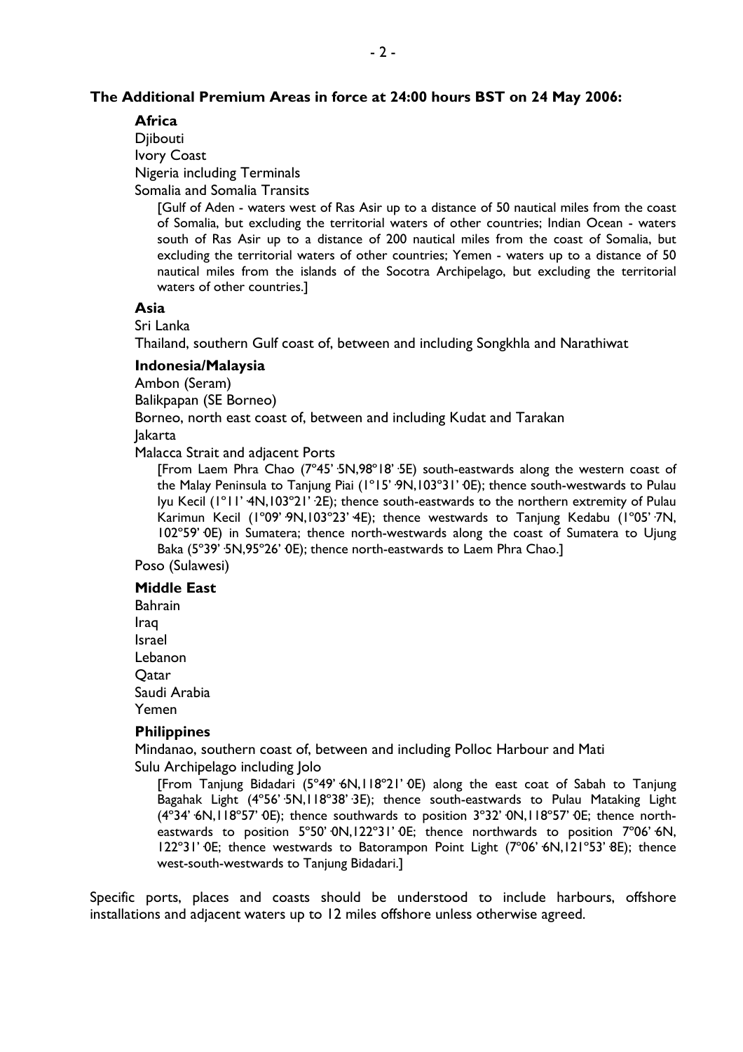**The Additional Premium Areas in force at 24:00 hours BST on 24 May 2006:**

**Africa**

Djibouti
Ivory Coast
Nigeria including Terminals
Somalia and Somalia Transits

[Gulf of Aden - waters west of Ras Asir up to a distance of 50 nautical miles from the coast of Somalia, but excluding the territorial waters of other countries; Indian Ocean - waters south of Ras Asir up to a distance of 200 nautical miles from the coast of Somalia, but excluding the territorial waters of other countries; Yemen - waters up to a distance of 50 nautical miles from the islands of the Socotra Archipelago, but excluding the territorial waters of other countries.]

**Asia**

Sri Lanka
Thailand, southern Gulf coast of, between and including Songkhla and Narathiwat

**Indonesia/Malaysia**

Ambon (Seram)
Balikpapan (SE Borneo)
Borneo, north east coast of, between and including Kudat and Tarakan
Jakarta
Malacca Strait and adjacent Ports

[From Laem Phra Chao (7°45'·5N,98°18'·5E) south-eastwards along the western coast of the Malay Peninsula to Tanjung Piai (1°15'·9N,103°31'·0E); thence south-westwards to Pulau Iyu Kecil (1°11'·4N,103°21'·2E); thence south-eastwards to the northern extremity of Pulau Karimun Kecil (1°09'·9N,103°23'·4E); thence westwards to Tanjung Kedabu (1°05'·7N, 102°59'·0E) in Sumatera; thence north-westwards along the coast of Sumatera to Ujung Baka (5°39'·5N,95°26'·0E); thence north-eastwards to Laem Phra Chao.]

Poso (Sulawesi)

**Middle East**

Bahrain
Iraq
Israel
Lebanon
Qatar
Saudi Arabia
Yemen

**Philippines**

Mindanao, southern coast of, between and including Polloc Harbour and Mati
Sulu Archipelago including Jolo

[From Tanjung Bidadari (5°49'·6N,118°21'·0E) along the east coat of Sabah to Tanjung Bagahak Light (4°56'·5N,118°38'·3E); thence south-eastwards to Pulau Mataking Light (4°34'·6N,118°57'·0E); thence southwards to position 3°32'·0N,118°57'·0E; thence north-eastwards to position 5°50'·0N,122°31'·0E; thence northwards to position 7°06'·6N, 122°31'·0E; thence westwards to Batorampon Point Light (7°06'·6N,121°53'·8E); thence west-south-westwards to Tanjung Bidadari.]

Specific ports, places and coasts should be understood to include harbours, offshore installations and adjacent waters up to 12 miles offshore unless otherwise agreed.